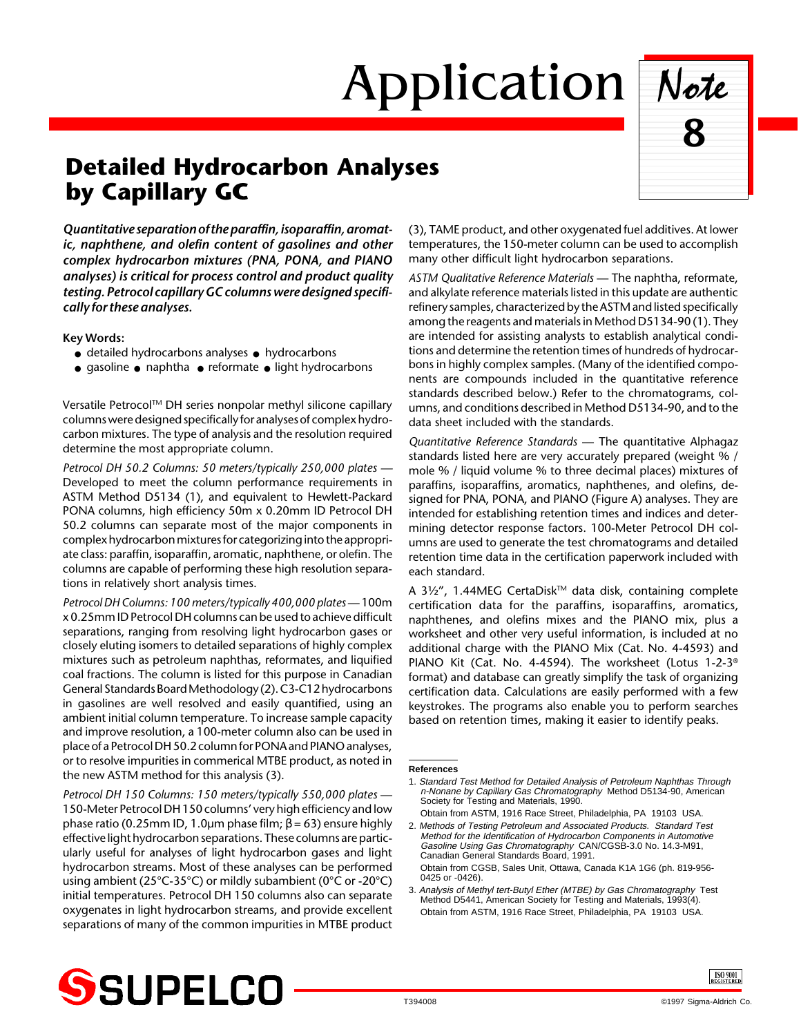# Application Note 8

## Detailed Hydrocarbon Analyses by Capillary GC

***Quantitative separation of the paraffin, isoparaffin, aromatic, naphthene, and olefin content of gasolines and other complex hydrocarbon mixtures (PNA, PONA, and PIANO analyses) is critical for process control and product quality testing. Petrocol capillary GC columns were designed specifically for these analyses.***

**Key Words:**

- detailed hydrocarbons analyses
- hydrocarbons
- gasoline
- naphtha
- reformate
- light hydrocarbons

Versatile Petrocol™ DH series nonpolar methyl silicone capillary columns were designed specifically for analyses of complex hydrocarbon mixtures. The type of analysis and the resolution required determine the most appropriate column.

*Petrocol DH 50.2 Columns: 50 meters/typically 250,000 plates* — Developed to meet the column performance requirements in ASTM Method D5134 (1), and equivalent to Hewlett-Packard PONA columns, high efficiency 50m x 0.20mm ID Petrocol DH 50.2 columns can separate most of the major components in complex hydrocarbon mixtures for categorizing into the appropriate class: paraffin, isoparaffin, aromatic, naphthene, or olefin. The columns are capable of performing these high resolution separations in relatively short analysis times.

*Petrocol DH Columns: 100 meters/typically 400,000 plates* — 100m x 0.25mm ID Petrocol DH columns can be used to achieve difficult separations, ranging from resolving light hydrocarbon gases or closely eluting isomers to detailed separations of highly complex mixtures such as petroleum naphthas, reformates, and liquified coal fractions. The column is listed for this purpose in Canadian General Standards Board Methodology (2). C3-C12 hydrocarbons in gasolines are well resolved and easily quantified, using an ambient initial column temperature. To increase sample capacity and improve resolution, a 100-meter column also can be used in place of a Petrocol DH 50.2 column for PONA and PIANO analyses, or to resolve impurities in commercial MTBE product, as noted in the new ASTM method for this analysis (3).

*Petrocol DH 150 Columns: 150 meters/typically 550,000 plates* — 150-Meter Petrocol DH 150 columns' very high efficiency and low phase ratio (0.25mm ID, 1.0µm phase film; $\beta = 63$) ensure highly effective light hydrocarbon separations. These columns are particularly useful for analyses of light hydrocarbon gases and light hydrocarbon streams. Most of these analyses can be performed using ambient (25°C-35°C) or mildly subambient (0°C or -20°C) initial temperatures. Petrocol DH 150 columns also can separate oxygenates in light hydrocarbon streams, and provide excellent separations of many of the common impurities in MTBE product (3), TAME product, and other oxygenated fuel additives. At lower temperatures, the 150-meter column can be used to accomplish many other difficult light hydrocarbon separations.

*ASTM Qualitative Reference Materials* — The naphtha, reformate, and alkylate reference materials listed in this update are authentic refinery samples, characterized by the ASTM and listed specifically among the reagents and materials in Method D5134-90 (1). They are intended for assisting analysts to establish analytical conditions and determine the retention times of hundreds of hydrocarbons in highly complex samples. (Many of the identified components are compounds included in the quantitative reference standards described below.) Refer to the chromatograms, columns, and conditions described in Method D5134-90, and to the data sheet included with the standards.

*Quantitative Reference Standards* — The quantitative Alphagaz standards listed here are very accurately prepared (weight % / mole % / liquid volume % to three decimal places) mixtures of paraffins, isoparaffins, aromatics, naphthenes, and olefins, designed for PNA, PONA, and PIANO (Figure A) analyses. They are intended for establishing retention times and indices and determining detector response factors. 100-Meter Petrocol DH columns are used to generate the test chromatograms and detailed retention time data in the certification paperwork included with each standard.

A 3½", 1.44MEG CertaDisk™ data disk, containing complete certification data for the paraffins, isoparaffins, aromatics, naphthenes, and olefins mixes and the PIANO mix, plus a worksheet and other very useful information, is included at no additional charge with the PIANO Mix (Cat. No. 4-4593) and PIANO Kit (Cat. No. 4-4594). The worksheet (Lotus 1-2-3® format) and database can greatly simplify the task of organizing certification data. Calculations are easily performed with a few keystrokes. The programs also enable you to perform searches based on retention times, making it easier to identify peaks.

**References**

1. *Standard Test Method for Detailed Analysis of Petroleum Naphthas Through n-Nonane by Capillary Gas Chromatography* Method D5134-90, American Society for Testing and Materials, 1990.
   Obtain from ASTM, 1916 Race Street, Philadelphia, PA 19103 USA.
2. *Methods of Testing Petroleum and Associated Products. Standard Test Method for the Identification of Hydrocarbon Components in Automotive Gasoline Using Gas Chromatography* CAN/CGSB-3.0 No. 14.3-M91, Canadian General Standards Board, 1991.
   Obtain from CGSB, Sales Unit, Ottawa, Canada K1A 1G6 (ph. 819-956-0425 or -0426).
3. *Analysis of Methyl tert-Butyl Ether (MTBE) by Gas Chromatography* Test Method D5441, American Society for Testing and Materials, 1993(4).
   Obtain from ASTM, 1916 Race Street, Philadelphia, PA 19103 USA.

SUPELCO

T394008 ©1997 Sigma-Aldrich Co.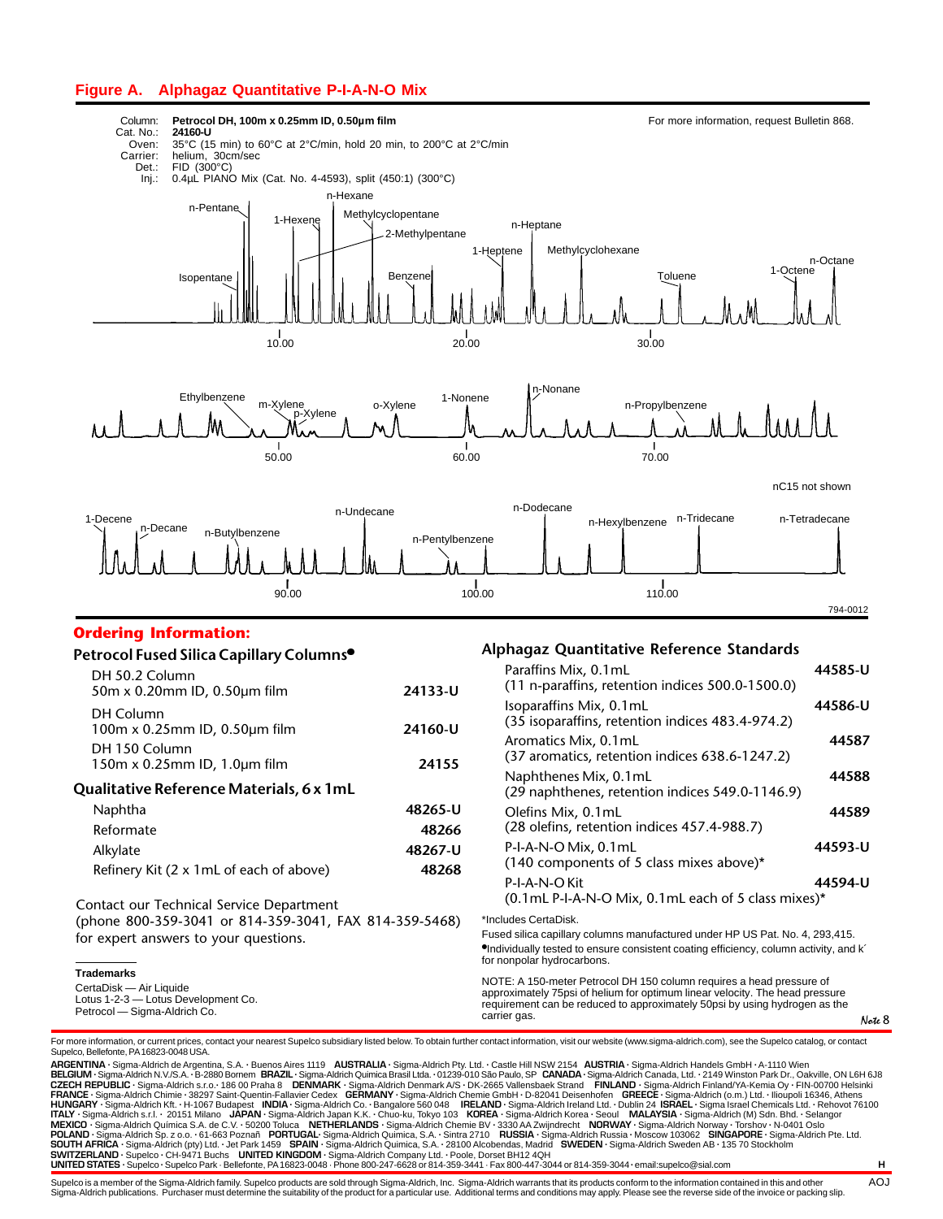## Figure A. Alphagaz Quantitative P-I-A-N-O Mix

Column: **Petrocol DH, 100m x 0.25mm ID, 0.50µm film**
Cat. No.: **24160-U**
Oven: 35°C (15 min) to 60°C at 2°C/min, hold 20 min, to 200°C at 2°C/min
Carrier: helium, 30cm/sec
Det.: FID (300°C)
Inj.: 0.4µL PIANO Mix (Cat. No. 4-4593), split (450:1) (300°C)

For more information, request Bulletin 868.

n-Pentane
1-Hexene
n-Hexane
Methylcyclopentane
2-Methylpentane
n-Heptane
1-Heptene
Methylcyclohexane
n-Octane
1-Octene
Isopentane
Benzene
Toluene
10.00
20.00
30.00

Ethylbenzene
m-Xylene
p-Xylene
o-Xylene
1-Nonene
n-Nonane
n-Propylbenzene
50.00
60.00
70.00

nC15 not shown

1-Decene
n-Decane
n-Butylbenzene
n-Undecane
n-Pentylbenzene
n-Dodecane
n-Hexylbenzene
n-Tridecane
n-Tetradecane
90.00
100.00
110.00

794-0012

## Ordering Information:

### Petrocol Fused Silica Capillary Columns•

| | |
|---|---|
| DH 50.2 Column<br>50m x 0.20mm ID, 0.50µm film | **24133-U** |
| DH Column<br>100m x 0.25mm ID, 0.50µm film | **24160-U** |
| DH 150 Column<br>150m x 0.25mm ID, 1.0µm film | **24155** |

### Qualitative Reference Materials, 6 x 1mL

| | |
|---|---|
| Naphtha | **48265-U** |
| Reformate | **48266** |
| Alkylate | **48267-U** |
| Refinery Kit (2 x 1mL of each of above) | **48268** |

Contact our Technical Service Department (phone 800-359-3041 or 814-359-3041, FAX 814-359-5468) for expert answers to your questions.

### Alphagaz Quantitative Reference Standards

| | |
|---|---|
| Paraffins Mix, 0.1mL<br>(11 n-paraffins, retention indices 500.0-1500.0) | **44585-U** |
| Isoparaffins Mix, 0.1mL<br>(35 isoparaffins, retention indices 483.4-974.2) | **44586-U** |
| Aromatics Mix, 0.1mL<br>(37 aromatics, retention indices 638.6-1247.2) | **44587** |
| Naphthenes Mix, 0.1mL<br>(29 naphthenes, retention indices 549.0-1146.9) | **44588** |
| Olefins Mix, 0.1mL<br>(28 olefins, retention indices 457.4-988.7) | **44589** |
| P-I-A-N-O Mix, 0.1mL<br>(140 components of 5 class mixes above)* | **44593-U** |
| P-I-A-N-O Kit<br>(0.1mL P-I-A-N-O Mix, 0.1mL each of 5 class mixes)* | **44594-U** |

*Includes CertaDisk.

Fused silica capillary columns manufactured under HP US Pat. No. 4, 293,415.

•Individually tested to ensure consistent coating efficiency, column activity, and k´ for nonpolar hydrocarbons.

NOTE: A 150-meter Petrocol DH 150 column requires a head pressure of approximately 75psi of helium for optimum linear velocity. The head pressure requirement can be reduced to approximately 50psi by using hydrogen as the carrier gas.

**Trademarks**

CertaDisk — Air Liquide
Lotus 1-2-3 — Lotus Development Co.
Petrocol — Sigma-Aldrich Co.

Note 8

For more information, or current prices, contact your nearest Supelco subsidiary listed below. To obtain further contact information, visit our website (www.sigma-aldrich.com), see the Supelco catalog, or contact Supelco, Bellefonte, PA 16823-0048 USA.

**ARGENTINA** · Sigma-Aldrich de Argentina, S.A. · Buenos Aires 1119 **AUSTRALIA** · Sigma-Aldrich Pty. Ltd. · Castle Hill NSW 2154 **AUSTRIA** · Sigma-Aldrich Handels GmbH · A-1110 Wien
**BELGIUM** · Sigma-Aldrich N.V./S.A. · B-2880 Bornem **BRAZIL** · Sigma-Aldrich Quimica Brasil Ltda. · 01239-010 São Paulo, SP **CANADA** · Sigma-Aldrich Canada, Ltd. · 2149 Winston Park Dr., Oakville, ON L6H 6J8
**CZECH REPUBLIC** · Sigma-Aldrich s.r.o. · 186 00 Praha 8 **DENMARK** · Sigma-Aldrich Denmark A/S · DK-2665 Vallensbaek Strand **FINLAND** · Sigma-Aldrich Finland/YA-Kemia Oy · FIN-00700 Helsinki
**FRANCE** · Sigma-Aldrich Chimie · 38297 Saint-Quentin-Fallavier Cedex **GERMANY** · Sigma-Aldrich Chemie GmbH · D-82041 Deisenhofen **GREECE** · Sigma-Aldrich (o.m.) Ltd. · Ilioupoli 16346, Athens
**HUNGARY** · Sigma-Aldrich Kft. · H-1067 Budapest **INDIA** · Sigma-Aldrich Co. · Bangalore 560 048 **IRELAND** · Sigma-Aldrich Ireland Ltd. · Dublin 24 **ISRAEL** · Sigma Israel Chemicals Ltd. · Rehovot 76100
**ITALY** · Sigma-Aldrich s.r.l. · 20151 Milano **JAPAN** · Sigma-Aldrich Japan K.K. · Chuo-ku, Tokyo 103 **KOREA** · Sigma-Aldrich Korea · Seoul **MALAYSIA** · Sigma-Aldrich (M) Sdn. Bhd. · Selangor
**MEXICO** · Sigma-Aldrich Química S.A. de C.V. · 50200 Toluca **NETHERLANDS** · Sigma-Aldrich Chemie BV · 3330 AA Zwijndrecht **NORWAY** · Sigma-Aldrich Norway · Torshov · N-0401 Oslo
**POLAND** · Sigma-Aldrich Sp. z o.o. · 61-663 Poznań **PORTUGAL** · Sigma-Aldrich Quimica, S.A. · Sintra 2710 **RUSSIA** · Sigma-Aldrich Russia · Moscow 103062 **SINGAPORE** · Sigma-Aldrich Pte. Ltd.
**SOUTH AFRICA** · Sigma-Aldrich (pty) Ltd. · Jet Park 1459 **SPAIN** · Sigma-Aldrich Quimica, S.A. · 28100 Alcobendas, Madrid **SWEDEN** · Sigma-Aldrich Sweden AB · 135 70 Stockholm
**SWITZERLAND** · Supelco · CH-9471 Buchs **UNITED KINGDOM** · Sigma-Aldrich Company Ltd. · Poole, Dorset BH12 4QH
**UNITED STATES** · Supelco · Supelco Park · Bellefonte, PA 16823-0048 · Phone 800-247-6628 or 814-359-3441 · Fax 800-447-3044 or 814-359-3044 · email:supelco@sial.com

H

Supelco is a member of the Sigma-Aldrich family. Supelco products are sold through Sigma-Aldrich, Inc. Sigma-Aldrich warrants that its products conform to the information contained in this and other Sigma-Aldrich publications. Purchaser must determine the suitability of the product for a particular use. Additional terms and conditions may apply. Please see the reverse side of the invoice or packing slip.

AOJ